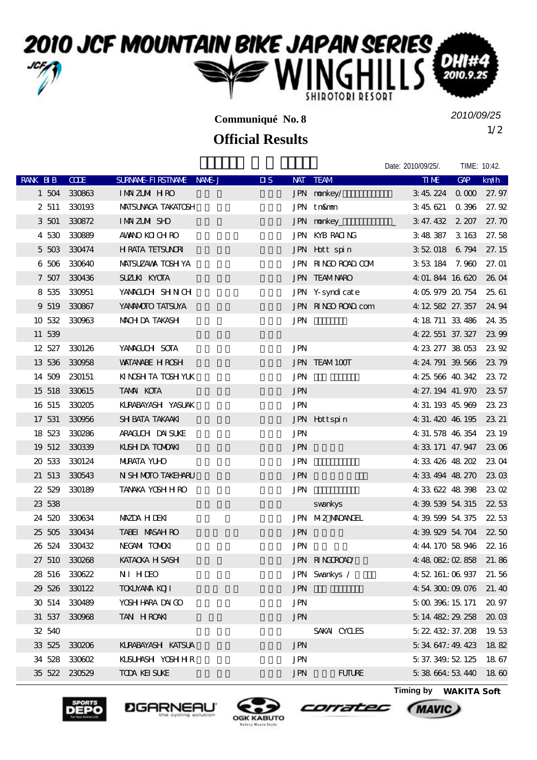# 2010 JCF MOUNTAIN BIKE JAPAN SERIES WINGHILLS SHIROTORI RESORT DHI#4 2010.9.25

**Communiqué No. 8**

2010/09/25

## Official Results

Date: 2010/09/25/.　TIME: 10:42.

| RANK | BIB | CODE | SURNAME-FIRSTNAME | NAME-J | DIS | NAT | TEAM | TIME | GAP | km/h |
|---|---|---|---|---|---|---|---|---|---|---|
| 1 | 504 | 330863 | IMAIZUMI HIRO | | | JPN | monkey/ | 3:45.224 | 0.000 | 27.97 |
| 2 | 511 | 330193 | MATSUNAGA TAKATOSH | | | JPN | tn&mn | 3:45.621 | 0.396 | 27.92 |
| 3 | 501 | 330872 | IMAIZUMI SHO | | | JPN | monkey_ | 3:47.432 | 2.207 | 27.70 |
| 4 | 530 | 330889 | AWANO KOICHIRO | | | JPN | KYB RACING | 3:48.387 | 3.163 | 27.58 |
| 5 | 503 | 330474 | HIRATA TETSUNORI | | | JPN | Hott spin | 3:52.018 | 6.794 | 27.15 |
| 6 | 506 | 330640 | MATSUZAWA TOSHIYA | | | JPN | RINGO ROAD.COM | 3:53.184 | 7.960 | 27.01 |
| 7 | 507 | 330436 | SUZUKI KYOTA | | | JPN | TEAM NARO | 4:01.844 | 16.620 | 26.04 |
| 8 | 535 | 330951 | YAMAGUCHI SHINICH | | | JPN | Y-syndicate | 4:05.979 | 20.754 | 25.61 |
| 9 | 519 | 330867 | YAMAMOTO TATSUYA | | | JPN | RINGO ROAD.com | 4:12.582 | 27.357 | 24.94 |
| 10 | 532 | 330963 | MACHIDA TAKASHI | | | JPN | | 4:18.711 | 33.486 | 24.35 |
| 11 | 539 | | | | | | | 4:22.551 | 37.327 | 23.99 |
| 12 | 527 | 330126 | YAMAGUCHI SOTA | | | JPN | | 4:23.277 | 38.053 | 23.92 |
| 13 | 536 | 330958 | WATANABE HIROSHI | | | JPN | TEAM 100T | 4:24.791 | 39.566 | 23.79 |
| 14 | 509 | 230151 | KINOSHITA TOSHIYUK | | | JPN | | 4:25.566 | 40.342 | 23.72 |
| 15 | 518 | 330615 | TAMAI KOTA | | | JPN | | 4:27.194 | 41.970 | 23.57 |
| 16 | 515 | 330205 | KURABAYASHI YASUAK | | | JPN | | 4:31.193 | 45.969 | 23.23 |
| 17 | 531 | 330956 | SHIBATA TAKAAKI | | | JPN | Hottspin | 4:31.420 | 46.195 | 23.21 |
| 18 | 523 | 330286 | ARAGUCHI DAISUKE | | | JPN | | 4:31.578 | 46.354 | 23.19 |
| 19 | 512 | 330339 | KUSHIDA TOMOAKI | | | JPN | | 4:33.171 | 47.947 | 23.06 |
| 20 | 533 | 330124 | MURATA YUHO | | | JPN | | 4:33.426 | 48.202 | 23.04 |
| 21 | 513 | 330543 | NISHIMOTO TAKEHARU | | | JPN | | 4:33.494 | 48.270 | 23.03 |
| 22 | 529 | 330189 | TANAKA YOSHIHIRO | | | JPN | | 4:33.622 | 48.398 | 23.02 |
| 23 | 538 | | | | | | swankys | 4:39.539 | 54.315 | 22.53 |
| 24 | 520 | 330634 | MAZDA HIDEKI | | | JPN | M2_MADANGEL | 4:39.599 | 54.375 | 22.53 |
| 25 | 505 | 330434 | TABEI MASAHIRO | | | JPN | | 4:39.929 | 54.704 | 22.50 |
| 26 | 524 | 330432 | NEGAMI TOMOKI | | | JPN | | 4:44.170 | 58.946 | 22.16 |
| 27 | 510 | 330268 | KATAOKA HISASHI | | | JPN | RINGOROAD/ | 4:48.082 | 1:02.858 | 21.86 |
| 28 | 516 | 330622 | NII HIDEO | | | JPN | Swankys / | 4:52.161 | 1:06.937 | 21.56 |
| 29 | 526 | 330122 | TOKUYAMA KOJI | | | JPN | | 4:54.300 | 1:09.076 | 21.40 |
| 30 | 514 | 330489 | YOSHIHARA DAIGO | | | JPN | | 5:00.396 | 1:15.171 | 20.97 |
| 31 | 537 | 330968 | TANI HIROAKI | | | JPN | | 5:14.482 | 1:29.258 | 20.03 |
| 32 | 540 | | | | | | SAKAI CYCLES | 5:22.432 | 1:37.208 | 19.53 |
| 33 | 525 | 330206 | KURABAYASHI KATSUA | | | JPN | | 5:34.647 | 1:49.423 | 18.82 |
| 34 | 528 | 330602 | KUSUHASHI YOSHIHIR | | | JPN | | 5:37.349 | 1:52.125 | 18.67 |
| 35 | 522 | 230529 | TODA KEISUKE | | | JPN | FUTURE | 5:38.664 | 1:53.440 | 18.60 |

Timing by WAKITA Soft

SPORTS DEPO　GARNEAU　OGK KABUTO　corratec　MAVIC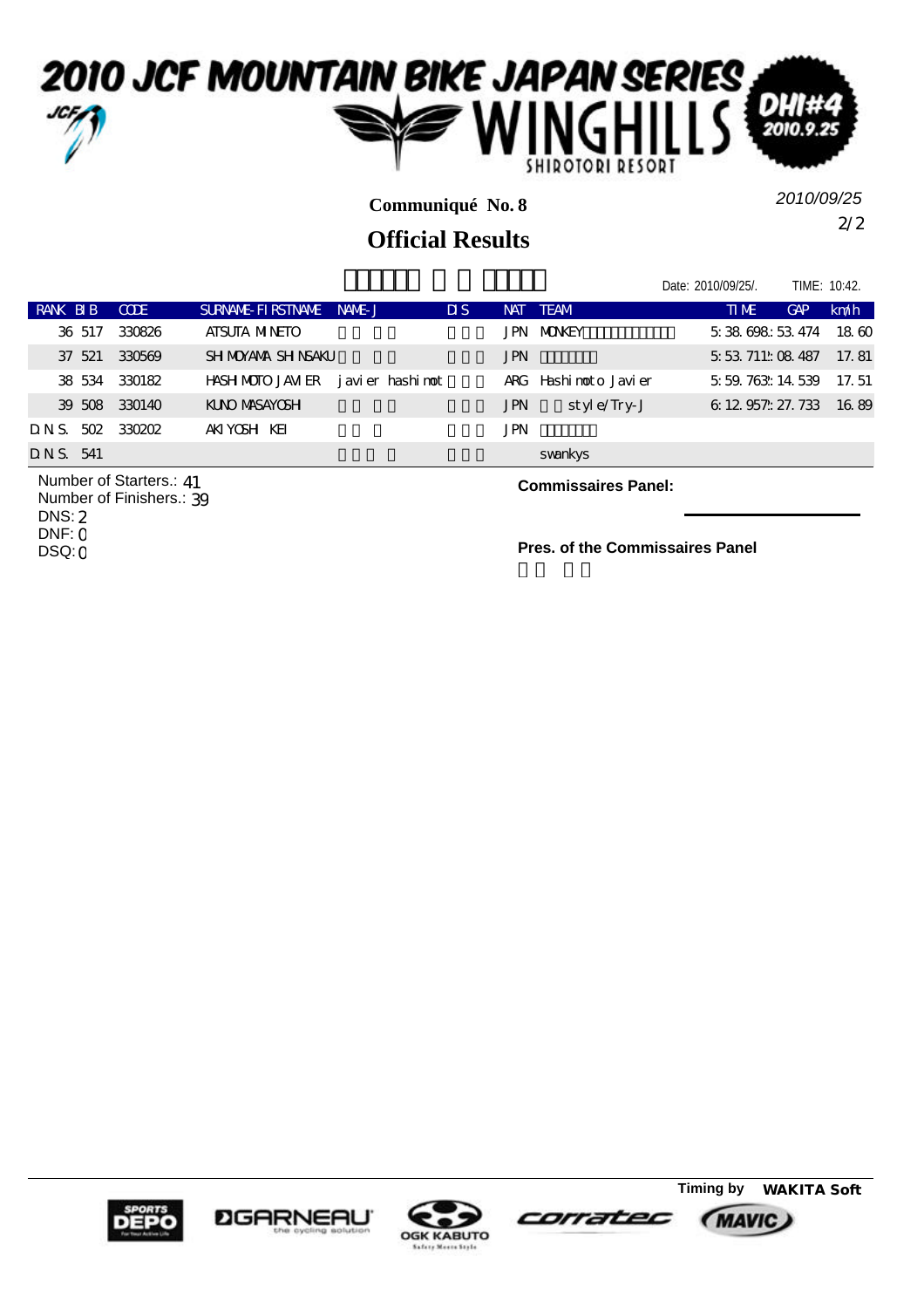# 2010 JCF MOUNTAIN BIKE JAPAN SERIES

WINGHILLS SHIROTORI RESORT

DHI#4 2010.9.25

**Communiqué No. 8**

*2010/09/25*

## Official Results

Date: 2010/09/25/. TIME: 10:42.

| RANK | BIB | CODE | SURNAME-FIRSTNAME | NAME-J | DIS | NAT | TEAM | TIME | GAP | km/h |
|---|---|---|---|---|---|---|---|---|---|---|
| 36 | 517 | 330826 | ATSUTA MINETO | | | JPN | MONKEY | 5:38.698 | .53.474 | 18.60 |
| 37 | 521 | 330569 | SHIMOYAMA SHINSAKU | | | JPN | | 5:53.711 | !:08.487 | 17.81 |
| 38 | 534 | 330182 | HASHIMOTO JAVIER | javier hashimot | | ARG | Hashimoto Javier | 5:59.763 | !:14.539 | 17.51 |
| 39 | 508 | 330140 | KUNO MASAYOSHI | | | JPN | style/Try-J | 6:12.957 | !:27.733 | 16.89 |
| D.N.S. | 502 | 330202 | AKIYOSHI KEI | | | JPN | | | | |
| D.N.S. | 541 | | | | | | swankys | | | |

Number of Starters.: 41
Number of Finishers.: 39
DNS: 2
DNF: 0
DSQ: 0

**Commissaires Panel:**

**Pres. of the Commissaires Panel**

Timing by WAKITA Soft